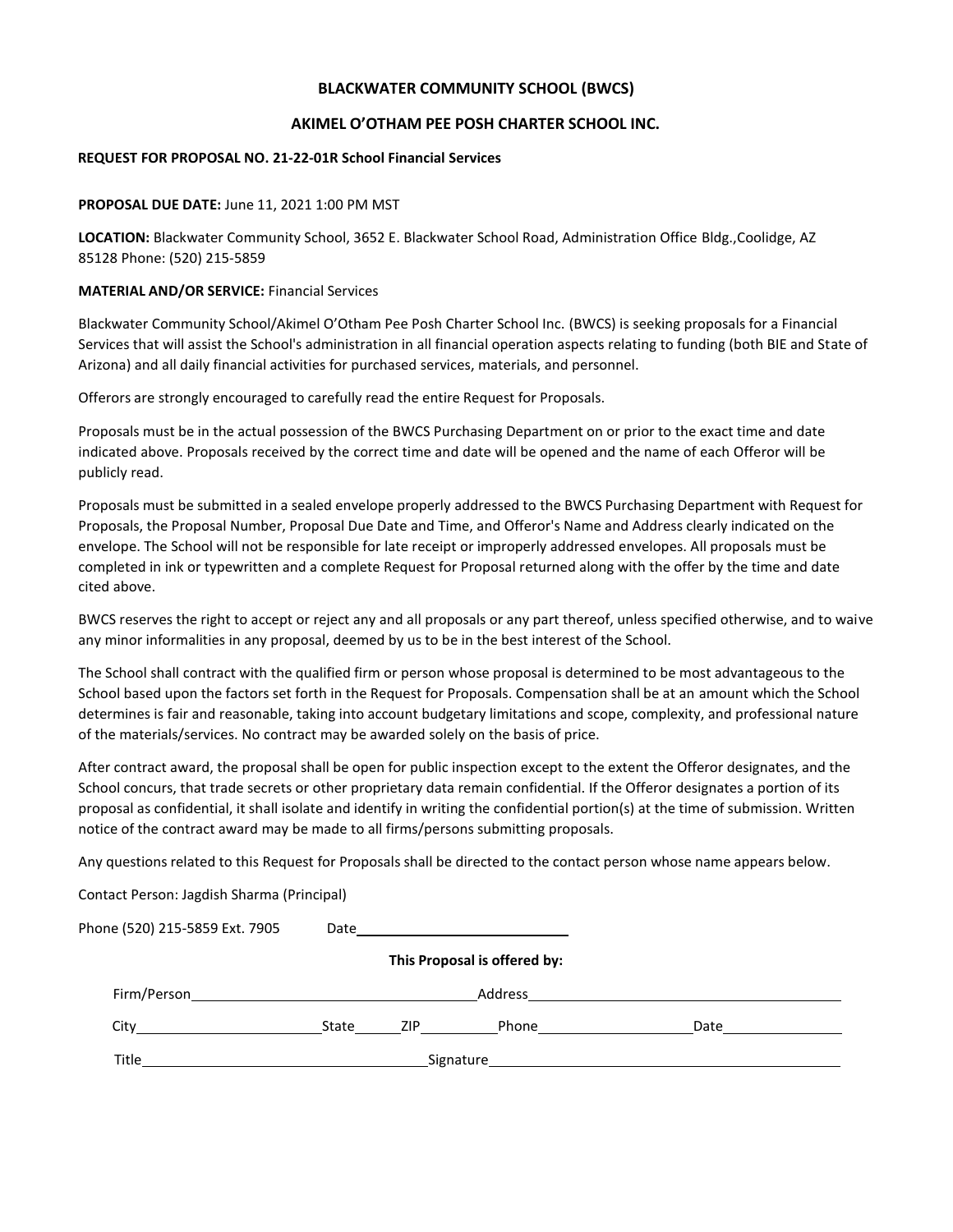# BLACKWATER COMMUNITY SCHOOL (BWCS)

## AKIMEL O'OTHAM PEE POSH CHARTER SCHOOL INC.

**REQUEST FOR PROPOSAL NO. 21-22-01R School Financial Services**

**PROPOSAL DUE DATE:** June 11, 2021 1:00 PM MST

**LOCATION:** Blackwater Community School, 3652 E. Blackwater School Road, Administration Office Bldg.,Coolidge, AZ 85128 Phone: (520) 215-5859

**MATERIAL AND/OR SERVICE:** Financial Services

Blackwater Community School/Akimel O'Otham Pee Posh Charter School Inc. (BWCS) is seeking proposals for a Financial Services that will assist the School's administration in all financial operation aspects relating to funding (both BIE and State of Arizona) and all daily financial activities for purchased services, materials, and personnel.

Offerors are strongly encouraged to carefully read the entire Request for Proposals.

Proposals must be in the actual possession of the BWCS Purchasing Department on or prior to the exact time and date indicated above. Proposals received by the correct time and date will be opened and the name of each Offeror will be publicly read.

Proposals must be submitted in a sealed envelope properly addressed to the BWCS Purchasing Department with Request for Proposals, the Proposal Number, Proposal Due Date and Time, and Offeror's Name and Address clearly indicated on the envelope. The School will not be responsible for late receipt or improperly addressed envelopes. All proposals must be completed in ink or typewritten and a complete Request for Proposal returned along with the offer by the time and date cited above.

BWCS reserves the right to accept or reject any and all proposals or any part thereof, unless specified otherwise, and to waive any minor informalities in any proposal, deemed by us to be in the best interest of the School.

The School shall contract with the qualified firm or person whose proposal is determined to be most advantageous to the School based upon the factors set forth in the Request for Proposals. Compensation shall be at an amount which the School determines is fair and reasonable, taking into account budgetary limitations and scope, complexity, and professional nature of the materials/services. No contract may be awarded solely on the basis of price.

After contract award, the proposal shall be open for public inspection except to the extent the Offeror designates, and the School concurs, that trade secrets or other proprietary data remain confidential. If the Offeror designates a portion of its proposal as confidential, it shall isolate and identify in writing the confidential portion(s) at the time of submission. Written notice of the contract award may be made to all firms/persons submitting proposals.

Any questions related to this Request for Proposals shall be directed to the contact person whose name appears below.

Contact Person: Jagdish Sharma (Principal)

Phone (520) 215-5859 Ext. 7905 Date\_\_\_\_\_\_\_\_\_\_\_\_\_\_\_\_\_\_\_\_

**This Proposal is offered by:**

Firm/Person\_\_\_\_\_\_\_\_\_\_\_\_\_\_\_\_\_\_\_\_ Address\_\_\_\_\_\_\_\_\_\_\_\_\_\_\_\_\_\_\_\_

City\_\_\_\_\_\_\_\_\_\_\_\_ State\_\_\_\_ ZIP\_\_\_\_\_\_ Phone\_\_\_\_\_\_\_\_\_\_ Date\_\_\_\_\_\_\_\_

Title\_\_\_\_\_\_\_\_\_\_\_\_\_\_\_\_\_\_\_\_ Signature\_\_\_\_\_\_\_\_\_\_\_\_\_\_\_\_\_\_\_\_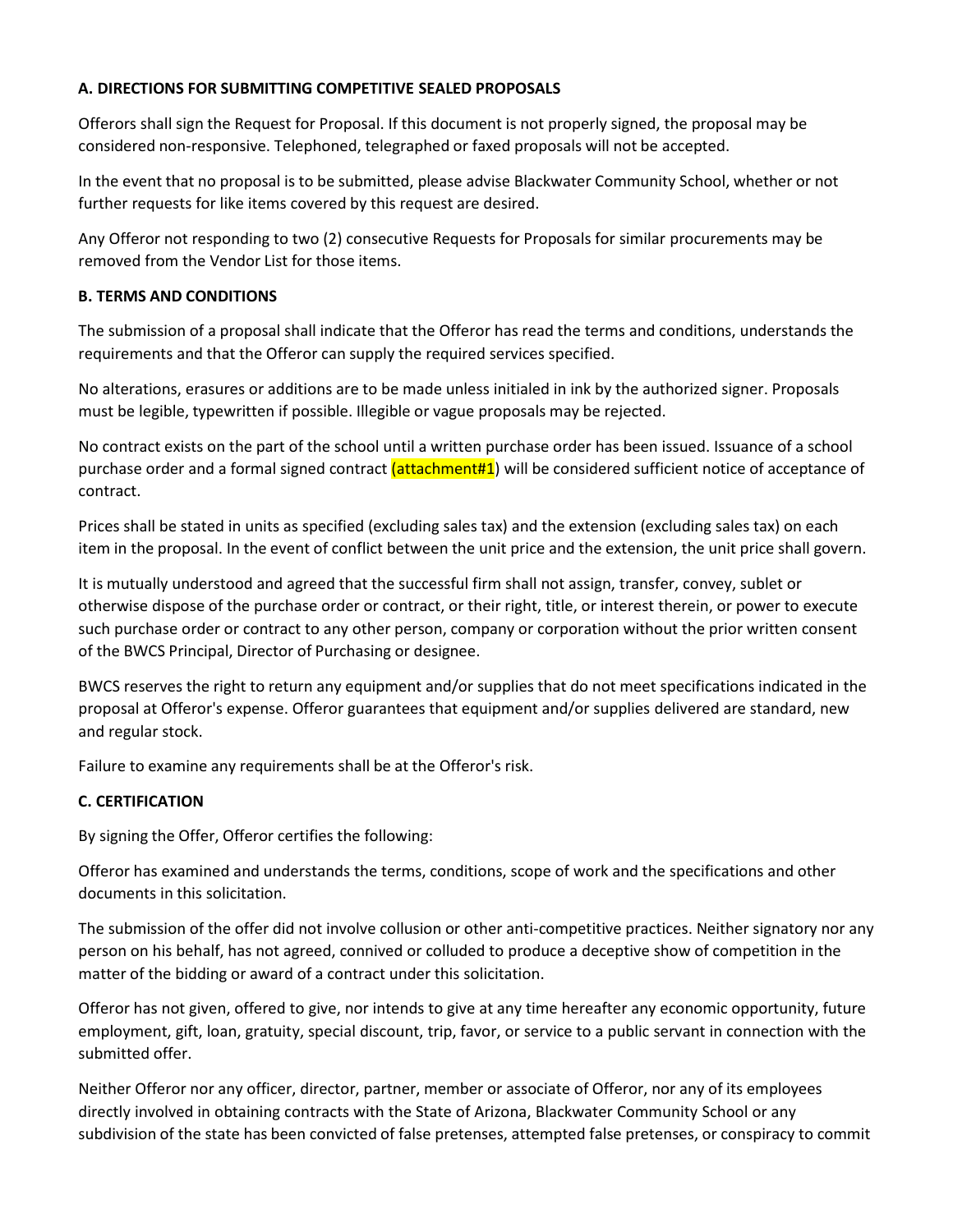**A. DIRECTIONS FOR SUBMITTING COMPETITIVE SEALED PROPOSALS**

Offerors shall sign the Request for Proposal. If this document is not properly signed, the proposal may be considered non-responsive. Telephoned, telegraphed or faxed proposals will not be accepted.

In the event that no proposal is to be submitted, please advise Blackwater Community School, whether or not further requests for like items covered by this request are desired.

Any Offeror not responding to two (2) consecutive Requests for Proposals for similar procurements may be removed from the Vendor List for those items.

**B. TERMS AND CONDITIONS**

The submission of a proposal shall indicate that the Offeror has read the terms and conditions, understands the requirements and that the Offeror can supply the required services specified.

No alterations, erasures or additions are to be made unless initialed in ink by the authorized signer. Proposals must be legible, typewritten if possible. Illegible or vague proposals may be rejected.

No contract exists on the part of the school until a written purchase order has been issued. Issuance of a school purchase order and a formal signed contract (attachment#1) will be considered sufficient notice of acceptance of contract.

Prices shall be stated in units as specified (excluding sales tax) and the extension (excluding sales tax) on each item in the proposal. In the event of conflict between the unit price and the extension, the unit price shall govern.

It is mutually understood and agreed that the successful firm shall not assign, transfer, convey, sublet or otherwise dispose of the purchase order or contract, or their right, title, or interest therein, or power to execute such purchase order or contract to any other person, company or corporation without the prior written consent of the BWCS Principal, Director of Purchasing or designee.

BWCS reserves the right to return any equipment and/or supplies that do not meet specifications indicated in the proposal at Offeror's expense. Offeror guarantees that equipment and/or supplies delivered are standard, new and regular stock.

Failure to examine any requirements shall be at the Offeror's risk.

**C. CERTIFICATION**

By signing the Offer, Offeror certifies the following:

Offeror has examined and understands the terms, conditions, scope of work and the specifications and other documents in this solicitation.

The submission of the offer did not involve collusion or other anti-competitive practices. Neither signatory nor any person on his behalf, has not agreed, connived or colluded to produce a deceptive show of competition in the matter of the bidding or award of a contract under this solicitation.

Offeror has not given, offered to give, nor intends to give at any time hereafter any economic opportunity, future employment, gift, loan, gratuity, special discount, trip, favor, or service to a public servant in connection with the submitted offer.

Neither Offeror nor any officer, director, partner, member or associate of Offeror, nor any of its employees directly involved in obtaining contracts with the State of Arizona, Blackwater Community School or any subdivision of the state has been convicted of false pretenses, attempted false pretenses, or conspiracy to commit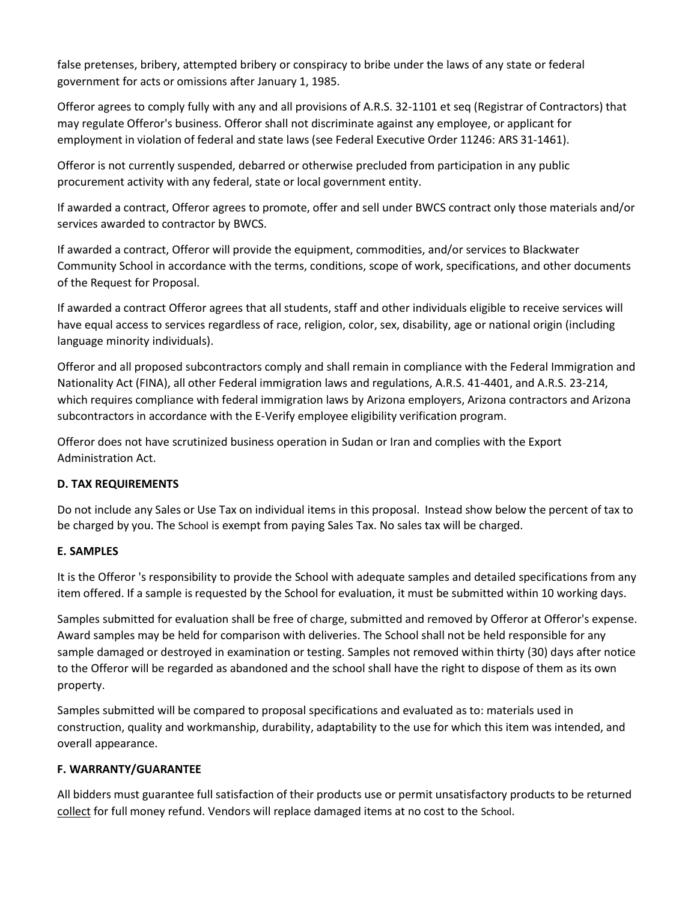false pretenses, bribery, attempted bribery or conspiracy to bribe under the laws of any state or federal government for acts or omissions after January 1, 1985.

Offeror agrees to comply fully with any and all provisions of A.R.S. 32-1101 et seq (Registrar of Contractors) that may regulate Offeror's business. Offeror shall not discriminate against any employee, or applicant for employment in violation of federal and state laws (see Federal Executive Order 11246: ARS 31-1461).

Offeror is not currently suspended, debarred or otherwise precluded from participation in any public procurement activity with any federal, state or local government entity.

If awarded a contract, Offeror agrees to promote, offer and sell under BWCS contract only those materials and/or services awarded to contractor by BWCS.

If awarded a contract, Offeror will provide the equipment, commodities, and/or services to Blackwater Community School in accordance with the terms, conditions, scope of work, specifications, and other documents of the Request for Proposal.

If awarded a contract Offeror agrees that all students, staff and other individuals eligible to receive services will have equal access to services regardless of race, religion, color, sex, disability, age or national origin (including language minority individuals).

Offeror and all proposed subcontractors comply and shall remain in compliance with the Federal Immigration and Nationality Act (FINA), all other Federal immigration laws and regulations, A.R.S. 41-4401, and A.R.S. 23-214, which requires compliance with federal immigration laws by Arizona employers, Arizona contractors and Arizona subcontractors in accordance with the E-Verify employee eligibility verification program.

Offeror does not have scrutinized business operation in Sudan or Iran and complies with the Export Administration Act.

**D. TAX REQUIREMENTS**

Do not include any Sales or Use Tax on individual items in this proposal. Instead show below the percent of tax to be charged by you. The School is exempt from paying Sales Tax. No sales tax will be charged.

**E. SAMPLES**

It is the Offeror 's responsibility to provide the School with adequate samples and detailed specifications from any item offered. If a sample is requested by the School for evaluation, it must be submitted within 10 working days.

Samples submitted for evaluation shall be free of charge, submitted and removed by Offeror at Offeror's expense. Award samples may be held for comparison with deliveries. The School shall not be held responsible for any sample damaged or destroyed in examination or testing. Samples not removed within thirty (30) days after notice to the Offeror will be regarded as abandoned and the school shall have the right to dispose of them as its own property.

Samples submitted will be compared to proposal specifications and evaluated as to: materials used in construction, quality and workmanship, durability, adaptability to the use for which this item was intended, and overall appearance.

**F. WARRANTY/GUARANTEE**

All bidders must guarantee full satisfaction of their products use or permit unsatisfactory products to be returned collect for full money refund. Vendors will replace damaged items at no cost to the School.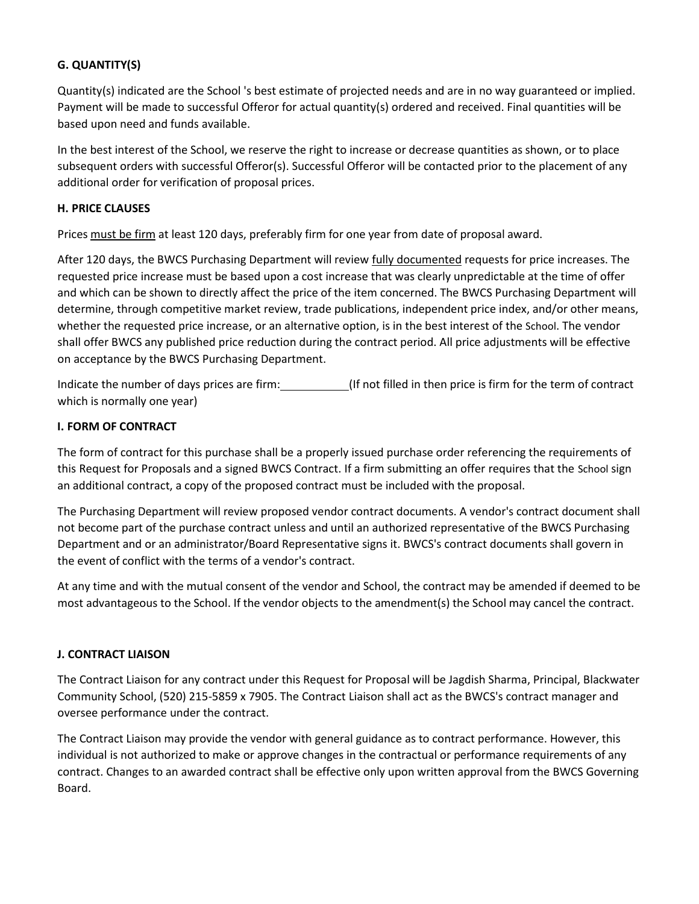**G. QUANTITY(S)**

Quantity(s) indicated are the School 's best estimate of projected needs and are in no way guaranteed or implied. Payment will be made to successful Offeror for actual quantity(s) ordered and received. Final quantities will be based upon need and funds available.

In the best interest of the School, we reserve the right to increase or decrease quantities as shown, or to place subsequent orders with successful Offeror(s). Successful Offeror will be contacted prior to the placement of any additional order for verification of proposal prices.

**H. PRICE CLAUSES**

Prices must be firm at least 120 days, preferably firm for one year from date of proposal award.

After 120 days, the BWCS Purchasing Department will review fully documented requests for price increases. The requested price increase must be based upon a cost increase that was clearly unpredictable at the time of offer and which can be shown to directly affect the price of the item concerned. The BWCS Purchasing Department will determine, through competitive market review, trade publications, independent price index, and/or other means, whether the requested price increase, or an alternative option, is in the best interest of the School. The vendor shall offer BWCS any published price reduction during the contract period. All price adjustments will be effective on acceptance by the BWCS Purchasing Department.

Indicate the number of days prices are firm:___________(If not filled in then price is firm for the term of contract which is normally one year)

**I. FORM OF CONTRACT**

The form of contract for this purchase shall be a properly issued purchase order referencing the requirements of this Request for Proposals and a signed BWCS Contract. If a firm submitting an offer requires that the School sign an additional contract, a copy of the proposed contract must be included with the proposal.

The Purchasing Department will review proposed vendor contract documents. A vendor's contract document shall not become part of the purchase contract unless and until an authorized representative of the BWCS Purchasing Department and or an administrator/Board Representative signs it. BWCS's contract documents shall govern in the event of conflict with the terms of a vendor's contract.

At any time and with the mutual consent of the vendor and School, the contract may be amended if deemed to be most advantageous to the School. If the vendor objects to the amendment(s) the School may cancel the contract.

**J. CONTRACT LIAISON**

The Contract Liaison for any contract under this Request for Proposal will be Jagdish Sharma, Principal, Blackwater Community School, (520) 215-5859 x 7905. The Contract Liaison shall act as the BWCS's contract manager and oversee performance under the contract.

The Contract Liaison may provide the vendor with general guidance as to contract performance. However, this individual is not authorized to make or approve changes in the contractual or performance requirements of any contract. Changes to an awarded contract shall be effective only upon written approval from the BWCS Governing Board.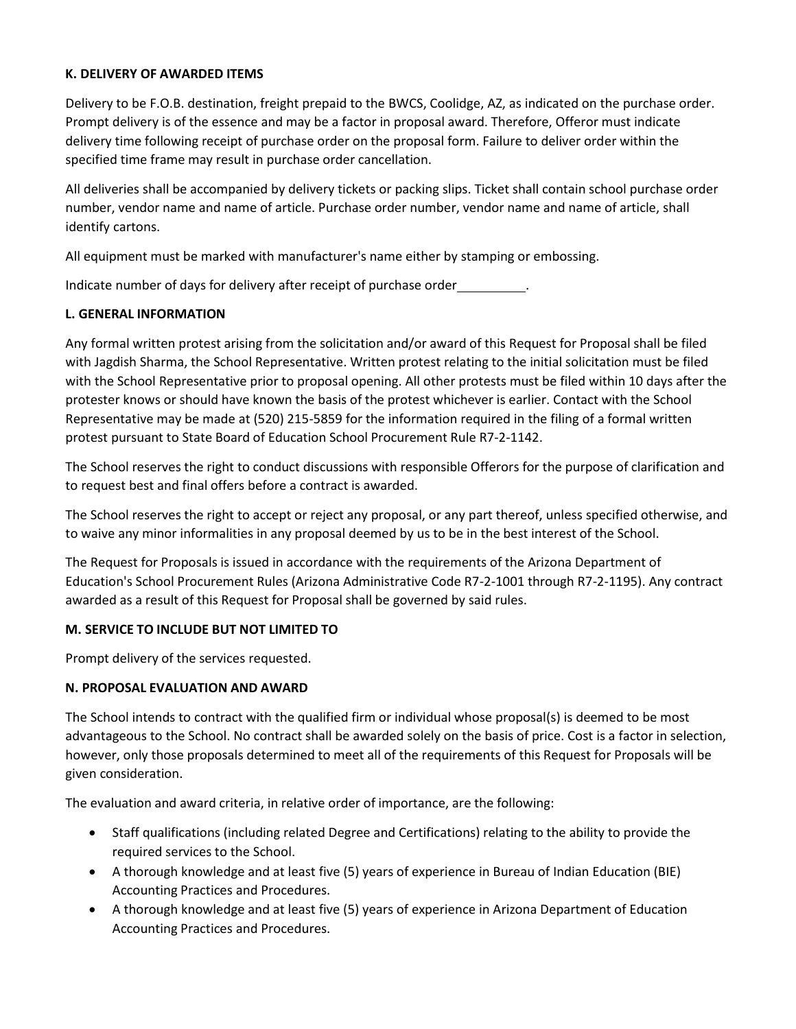**K. DELIVERY OF AWARDED ITEMS**

Delivery to be F.O.B. destination, freight prepaid to the BWCS, Coolidge, AZ, as indicated on the purchase order. Prompt delivery is of the essence and may be a factor in proposal award. Therefore, Offeror must indicate delivery time following receipt of purchase order on the proposal form. Failure to deliver order within the specified time frame may result in purchase order cancellation.

All deliveries shall be accompanied by delivery tickets or packing slips. Ticket shall contain school purchase order number, vendor name and name of article. Purchase order number, vendor name and name of article, shall identify cartons.

All equipment must be marked with manufacturer's name either by stamping or embossing.

Indicate number of days for delivery after receipt of purchase order__________.

**L. GENERAL INFORMATION**

Any formal written protest arising from the solicitation and/or award of this Request for Proposal shall be filed with Jagdish Sharma, the School Representative. Written protest relating to the initial solicitation must be filed with the School Representative prior to proposal opening. All other protests must be filed within 10 days after the protester knows or should have known the basis of the protest whichever is earlier. Contact with the School Representative may be made at (520) 215-5859 for the information required in the filing of a formal written protest pursuant to State Board of Education School Procurement Rule R7-2-1142.

The School reserves the right to conduct discussions with responsible Offerors for the purpose of clarification and to request best and final offers before a contract is awarded.

The School reserves the right to accept or reject any proposal, or any part thereof, unless specified otherwise, and to waive any minor informalities in any proposal deemed by us to be in the best interest of the School.

The Request for Proposals is issued in accordance with the requirements of the Arizona Department of Education's School Procurement Rules (Arizona Administrative Code R7-2-1001 through R7-2-1195). Any contract awarded as a result of this Request for Proposal shall be governed by said rules.

**M. SERVICE TO INCLUDE BUT NOT LIMITED TO**

Prompt delivery of the services requested.

**N. PROPOSAL EVALUATION AND AWARD**

The School intends to contract with the qualified firm or individual whose proposal(s) is deemed to be most advantageous to the School. No contract shall be awarded solely on the basis of price. Cost is a factor in selection, however, only those proposals determined to meet all of the requirements of this Request for Proposals will be given consideration.

The evaluation and award criteria, in relative order of importance, are the following:

- Staff qualifications (including related Degree and Certifications) relating to the ability to provide the required services to the School.
- A thorough knowledge and at least five (5) years of experience in Bureau of Indian Education (BIE) Accounting Practices and Procedures.
- A thorough knowledge and at least five (5) years of experience in Arizona Department of Education Accounting Practices and Procedures.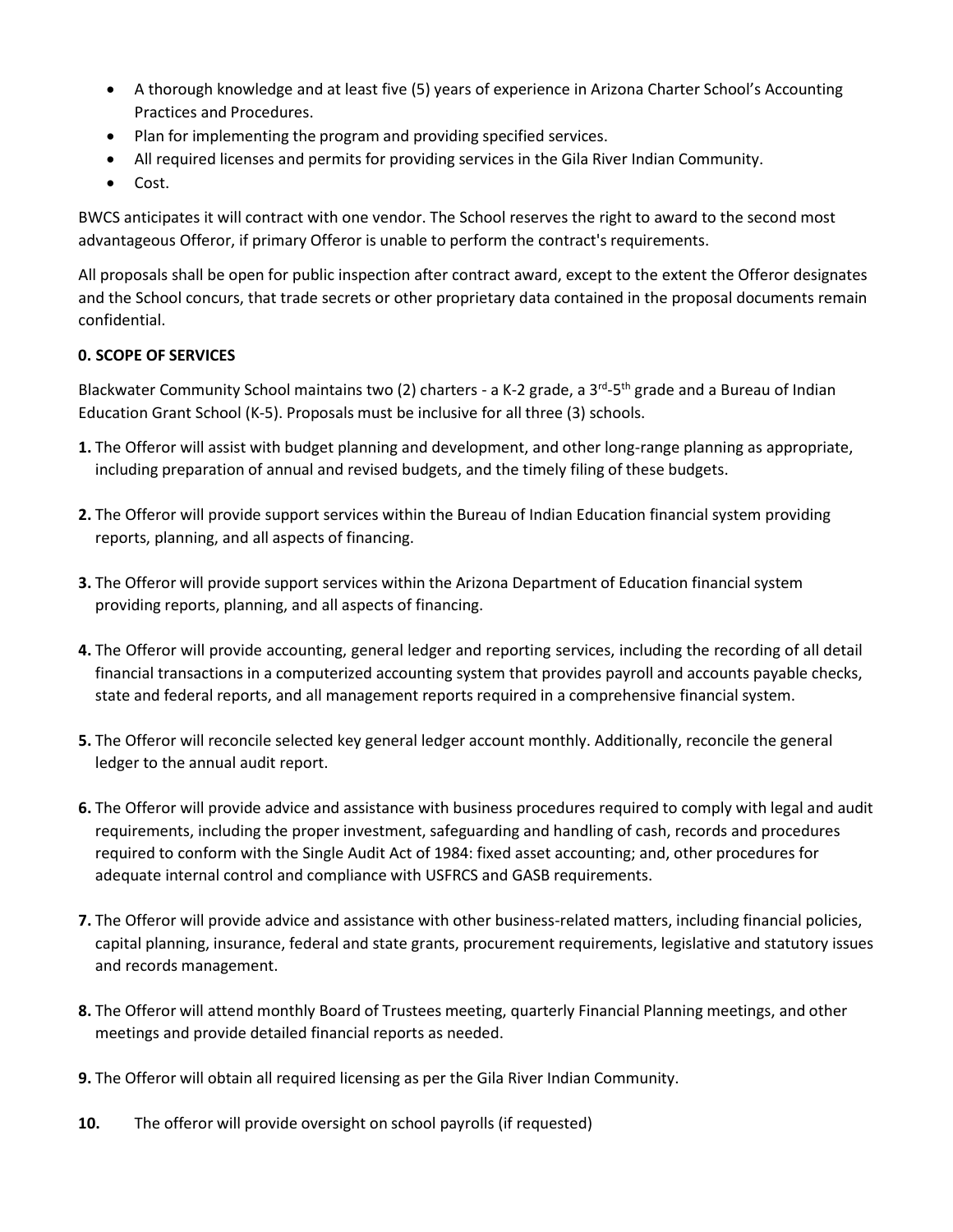- A thorough knowledge and at least five (5) years of experience in Arizona Charter School's Accounting Practices and Procedures.
- Plan for implementing the program and providing specified services.
- All required licenses and permits for providing services in the Gila River Indian Community.
- Cost.

BWCS anticipates it will contract with one vendor. The School reserves the right to award to the second most advantageous Offeror, if primary Offeror is unable to perform the contract's requirements.

All proposals shall be open for public inspection after contract award, except to the extent the Offeror designates and the School concurs, that trade secrets or other proprietary data contained in the proposal documents remain confidential.

**0. SCOPE OF SERVICES**

Blackwater Community School maintains two (2) charters - a K-2 grade, a 3rd-5th grade and a Bureau of Indian Education Grant School (K-5). Proposals must be inclusive for all three (3) schools.

**1.** The Offeror will assist with budget planning and development, and other long-range planning as appropriate, including preparation of annual and revised budgets, and the timely filing of these budgets.

**2.** The Offeror will provide support services within the Bureau of Indian Education financial system providing reports, planning, and all aspects of financing.

**3.** The Offeror will provide support services within the Arizona Department of Education financial system providing reports, planning, and all aspects of financing.

**4.** The Offeror will provide accounting, general ledger and reporting services, including the recording of all detail financial transactions in a computerized accounting system that provides payroll and accounts payable checks, state and federal reports, and all management reports required in a comprehensive financial system.

**5.** The Offeror will reconcile selected key general ledger account monthly. Additionally, reconcile the general ledger to the annual audit report.

**6.** The Offeror will provide advice and assistance with business procedures required to comply with legal and audit requirements, including the proper investment, safeguarding and handling of cash, records and procedures required to conform with the Single Audit Act of 1984: fixed asset accounting; and, other procedures for adequate internal control and compliance with USFRCS and GASB requirements.

**7.** The Offeror will provide advice and assistance with other business-related matters, including financial policies, capital planning, insurance, federal and state grants, procurement requirements, legislative and statutory issues and records management.

**8.** The Offeror will attend monthly Board of Trustees meeting, quarterly Financial Planning meetings, and other meetings and provide detailed financial reports as needed.

**9.** The Offeror will obtain all required licensing as per the Gila River Indian Community.

**10.** The offeror will provide oversight on school payrolls (if requested)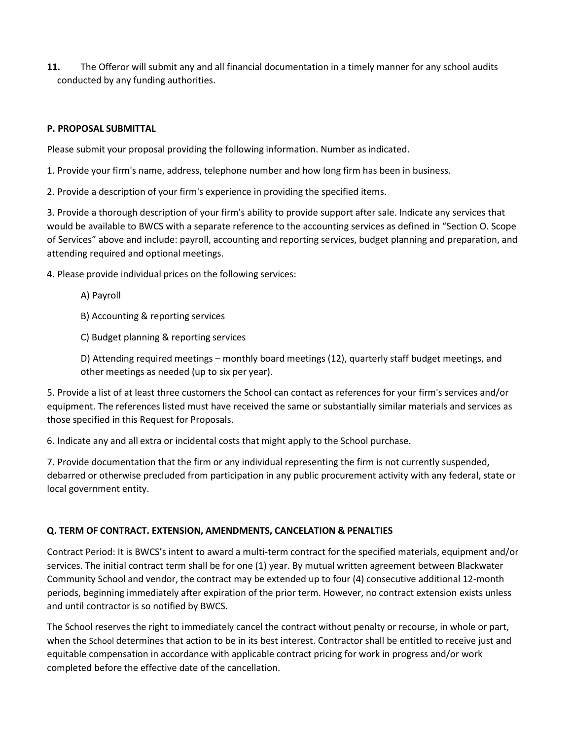**11.** The Offeror will submit any and all financial documentation in a timely manner for any school audits conducted by any funding authorities.

**P. PROPOSAL SUBMITTAL**

Please submit your proposal providing the following information. Number as indicated.

1. Provide your firm's name, address, telephone number and how long firm has been in business.

2. Provide a description of your firm's experience in providing the specified items.

3. Provide a thorough description of your firm's ability to provide support after sale. Indicate any services that would be available to BWCS with a separate reference to the accounting services as defined in "Section O. Scope of Services" above and include: payroll, accounting and reporting services, budget planning and preparation, and attending required and optional meetings.

4. Please provide individual prices on the following services:

   A) Payroll

   B) Accounting & reporting services

   C) Budget planning & reporting services

   D) Attending required meetings – monthly board meetings (12), quarterly staff budget meetings, and other meetings as needed (up to six per year).

5. Provide a list of at least three customers the School can contact as references for your firm's services and/or equipment. The references listed must have received the same or substantially similar materials and services as those specified in this Request for Proposals.

6. Indicate any and all extra or incidental costs that might apply to the School purchase.

7. Provide documentation that the firm or any individual representing the firm is not currently suspended, debarred or otherwise precluded from participation in any public procurement activity with any federal, state or local government entity.

**Q. TERM OF CONTRACT. EXTENSION, AMENDMENTS, CANCELATION & PENALTIES**

Contract Period: It is BWCS's intent to award a multi-term contract for the specified materials, equipment and/or services. The initial contract term shall be for one (1) year. By mutual written agreement between Blackwater Community School and vendor, the contract may be extended up to four (4) consecutive additional 12-month periods, beginning immediately after expiration of the prior term. However, no contract extension exists unless and until contractor is so notified by BWCS.

The School reserves the right to immediately cancel the contract without penalty or recourse, in whole or part, when the School determines that action to be in its best interest. Contractor shall be entitled to receive just and equitable compensation in accordance with applicable contract pricing for work in progress and/or work completed before the effective date of the cancellation.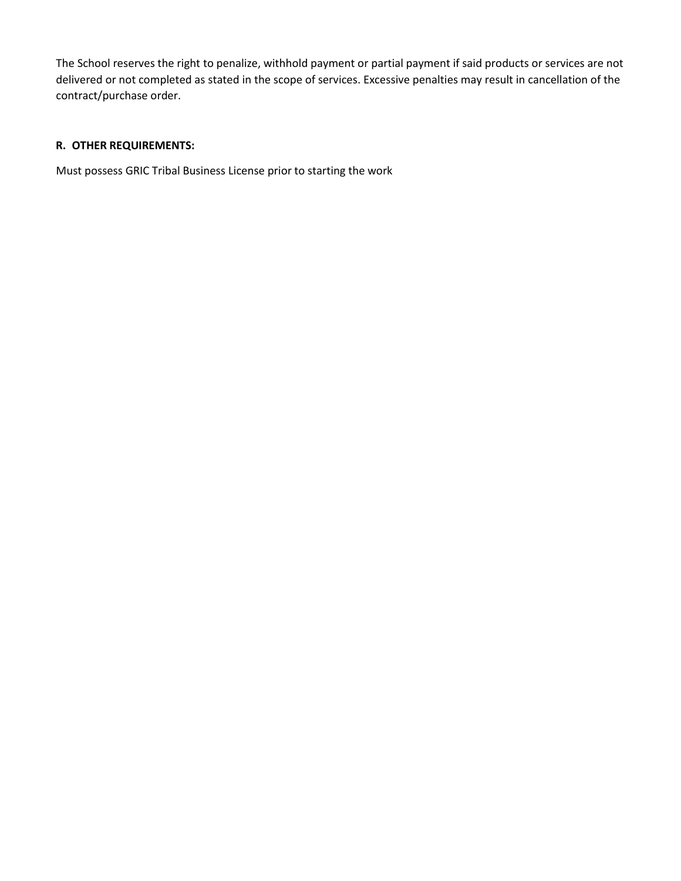The School reserves the right to penalize, withhold payment or partial payment if said products or services are not delivered or not completed as stated in the scope of services. Excessive penalties may result in cancellation of the contract/purchase order.

**R. OTHER REQUIREMENTS:**

Must possess GRIC Tribal Business License prior to starting the work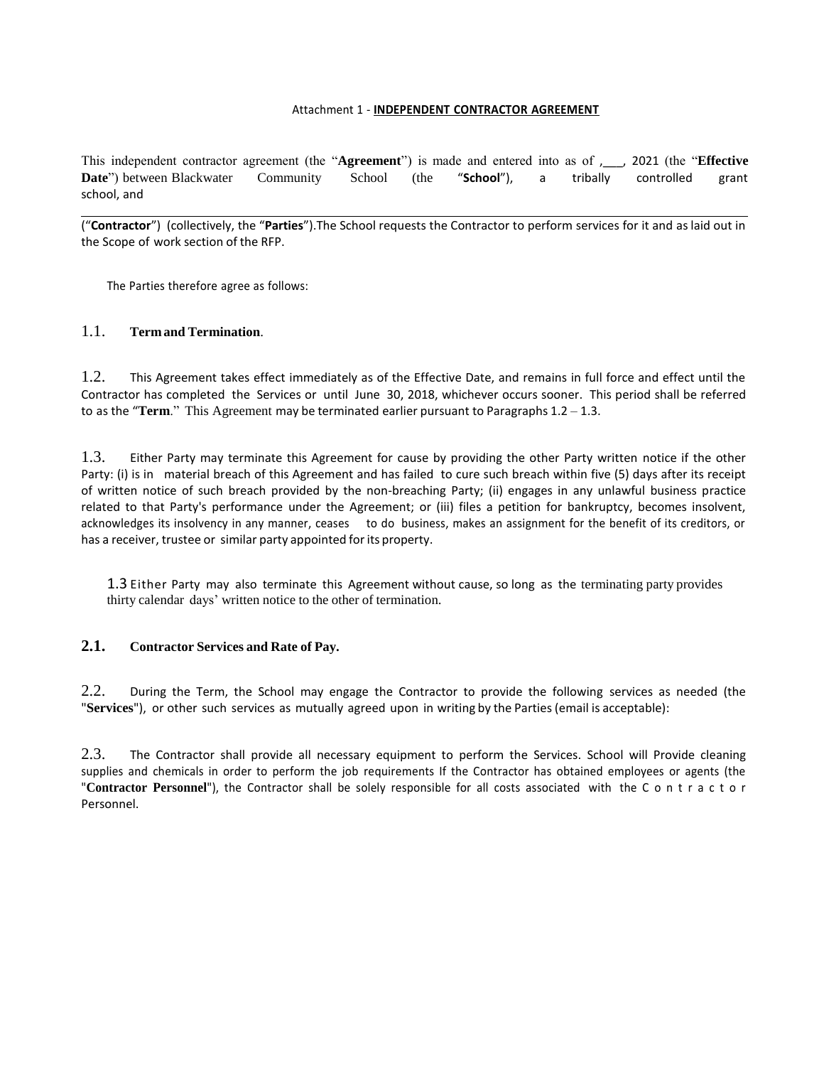Attachment 1 - **INDEPENDENT CONTRACTOR AGREEMENT**

This independent contractor agreement (the "**Agreement**") is made and entered into as of ,___, 2021 (the "**Effective Date**") between Blackwater Community School (the "**School**"), a tribally controlled grant school, and

\_\_\_\_\_\_\_\_\_\_\_\_\_\_\_\_\_\_\_\_\_\_\_\_\_\_\_\_\_\_\_\_\_\_\_\_\_\_\_\_\_\_\_\_\_\_\_\_\_\_\_\_\_\_\_\_\_\_\_\_\_\_\_\_\_\_\_\_\_\_\_\_

("**Contractor**") (collectively, the "**Parties**").The School requests the Contractor to perform services for it and as laid out in the Scope of work section of the RFP.

The Parties therefore agree as follows:

1.1. **Term and Termination**.

1.2. This Agreement takes effect immediately as of the Effective Date, and remains in full force and effect until the Contractor has completed the Services or until June 30, 2018, whichever occurs sooner. This period shall be referred to as the "**Term**." This Agreement may be terminated earlier pursuant to Paragraphs 1.2 – 1.3.

1.3. Either Party may terminate this Agreement for cause by providing the other Party written notice if the other Party: (i) is in material breach of this Agreement and has failed to cure such breach within five (5) days after its receipt of written notice of such breach provided by the non-breaching Party; (ii) engages in any unlawful business practice related to that Party's performance under the Agreement; or (iii) files a petition for bankruptcy, becomes insolvent, acknowledges its insolvency in any manner, ceases to do business, makes an assignment for the benefit of its creditors, or has a receiver, trustee or similar party appointed for its property.

1.3 Either Party may also terminate this Agreement without cause, so long as the terminating party provides thirty calendar days' written notice to the other of termination.

**2.1. Contractor Services and Rate of Pay.**

2.2. During the Term, the School may engage the Contractor to provide the following services as needed (the "**Services**"), or other such services as mutually agreed upon in writing by the Parties (email is acceptable):

2.3. The Contractor shall provide all necessary equipment to perform the Services. School will Provide cleaning supplies and chemicals in order to perform the job requirements If the Contractor has obtained employees or agents (the "**Contractor Personnel**"), the Contractor shall be solely responsible for all costs associated with the Contractor Personnel.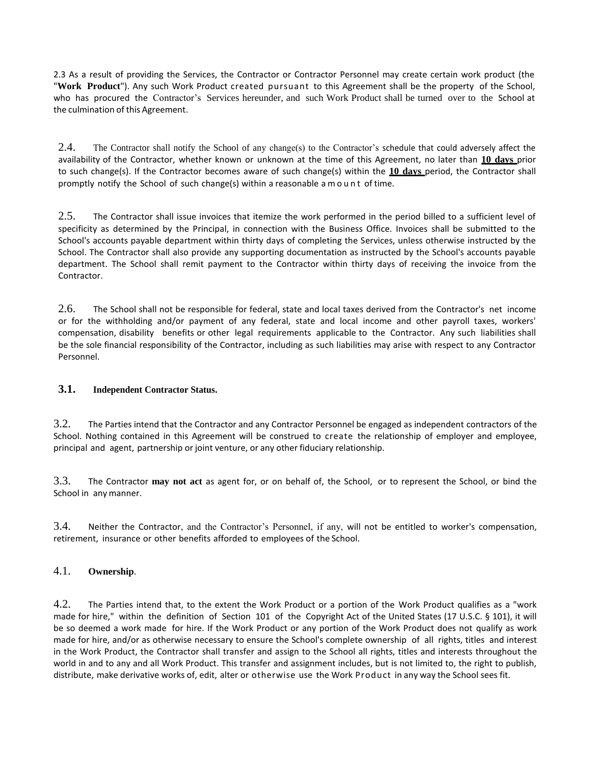2.3 As a result of providing the Services, the Contractor or Contractor Personnel may create certain work product (the "**Work Product**"). Any such Work Product created pursuant to this Agreement shall be the property of the School, who has procured the Contractor's Services hereunder, and such Work Product shall be turned over to the School at the culmination of this Agreement.

2.4. The Contractor shall notify the School of any change(s) to the Contractor's schedule that could adversely affect the availability of the Contractor, whether known or unknown at the time of this Agreement, no later than **10 days** prior to such change(s). If the Contractor becomes aware of such change(s) within the **10 days** period, the Contractor shall promptly notify the School of such change(s) within a reasonable amount of time.

2.5. The Contractor shall issue invoices that itemize the work performed in the period billed to a sufficient level of specificity as determined by the Principal, in connection with the Business Office. Invoices shall be submitted to the School's accounts payable department within thirty days of completing the Services, unless otherwise instructed by the School. The Contractor shall also provide any supporting documentation as instructed by the School's accounts payable department. The School shall remit payment to the Contractor within thirty days of receiving the invoice from the Contractor.

2.6. The School shall not be responsible for federal, state and local taxes derived from the Contractor's net income or for the withholding and/or payment of any federal, state and local income and other payroll taxes, workers' compensation, disability benefits or other legal requirements applicable to the Contractor. Any such liabilities shall be the sole financial responsibility of the Contractor, including as such liabilities may arise with respect to any Contractor Personnel.

**3.1. Independent Contractor Status.**

3.2. The Parties intend that the Contractor and any Contractor Personnel be engaged as independent contractors of the School. Nothing contained in this Agreement will be construed to create the relationship of employer and employee, principal and agent, partnership or joint venture, or any other fiduciary relationship.

3.3. The Contractor **may not act** as agent for, or on behalf of, the School, or to represent the School, or bind the School in any manner.

3.4. Neither the Contractor, and the Contractor's Personnel, if any, will not be entitled to worker's compensation, retirement, insurance or other benefits afforded to employees of the School.

4.1. **Ownership**.

4.2. The Parties intend that, to the extent the Work Product or a portion of the Work Product qualifies as a "work made for hire," within the definition of Section 101 of the Copyright Act of the United States (17 U.S.C. § 101), it will be so deemed a work made for hire. If the Work Product or any portion of the Work Product does not qualify as work made for hire, and/or as otherwise necessary to ensure the School's complete ownership of all rights, titles and interest in the Work Product, the Contractor shall transfer and assign to the School all rights, titles and interests throughout the world in and to any and all Work Product. This transfer and assignment includes, but is not limited to, the right to publish, distribute, make derivative works of, edit, alter or otherwise use the Work Product in any way the School sees fit.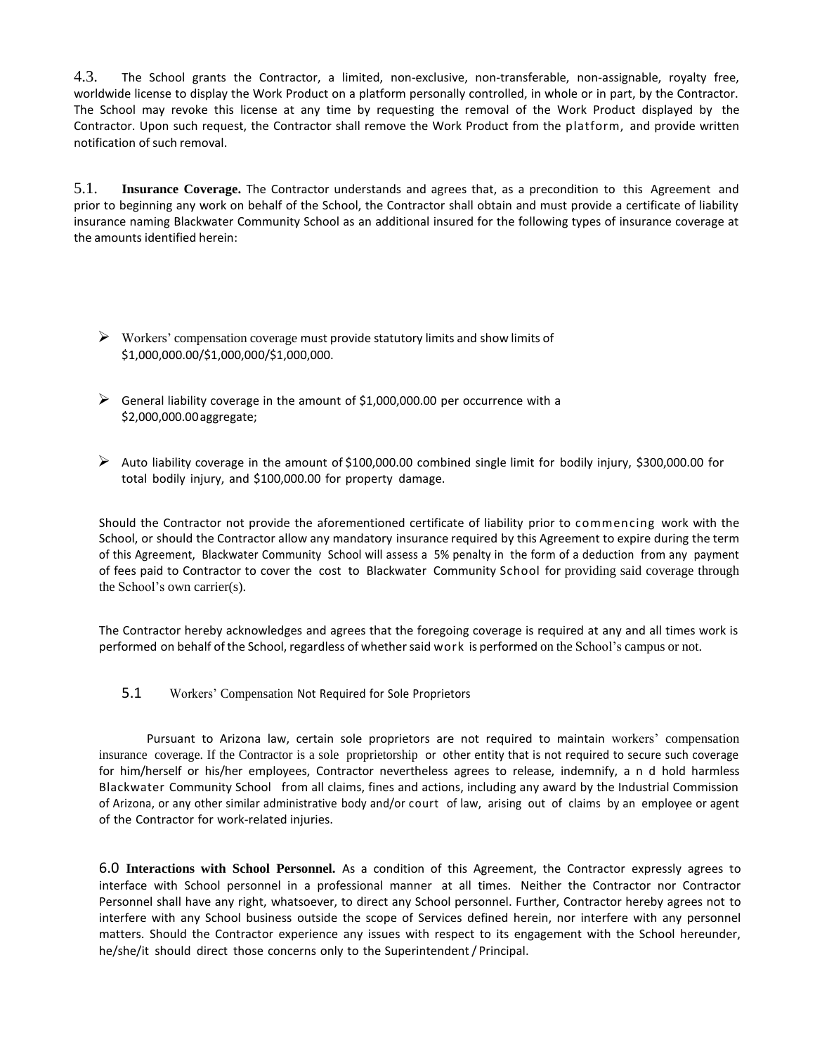4.3. The School grants the Contractor, a limited, non-exclusive, non-transferable, non-assignable, royalty free, worldwide license to display the Work Product on a platform personally controlled, in whole or in part, by the Contractor. The School may revoke this license at any time by requesting the removal of the Work Product displayed by the Contractor. Upon such request, the Contractor shall remove the Work Product from the platform, and provide written notification of such removal.

5.1. **Insurance Coverage.** The Contractor understands and agrees that, as a precondition to this Agreement and prior to beginning any work on behalf of the School, the Contractor shall obtain and must provide a certificate of liability insurance naming Blackwater Community School as an additional insured for the following types of insurance coverage at the amounts identified herein:

- Workers' compensation coverage must provide statutory limits and show limits of $1,000,000.00/$1,000,000/$1,000,000.
- General liability coverage in the amount of $1,000,000.00 per occurrence with a $2,000,000.00 aggregate;
- Auto liability coverage in the amount of $100,000.00 combined single limit for bodily injury, $300,000.00 for total bodily injury, and $100,000.00 for property damage.

Should the Contractor not provide the aforementioned certificate of liability prior to commencing work with the School, or should the Contractor allow any mandatory insurance required by this Agreement to expire during the term of this Agreement, Blackwater Community School will assess a 5% penalty in the form of a deduction from any payment of fees paid to Contractor to cover the cost to Blackwater Community School for providing said coverage through the School's own carrier(s).

The Contractor hereby acknowledges and agrees that the foregoing coverage is required at any and all times work is performed on behalf of the School, regardless of whether said work is performed on the School's campus or not.

5.1 Workers' Compensation Not Required for Sole Proprietors

Pursuant to Arizona law, certain sole proprietors are not required to maintain workers' compensation insurance coverage. If the Contractor is a sole proprietorship or other entity that is not required to secure such coverage for him/herself or his/her employees, Contractor nevertheless agrees to release, indemnify, and hold harmless Blackwater Community School from all claims, fines and actions, including any award by the Industrial Commission of Arizona, or any other similar administrative body and/or court of law, arising out of claims by an employee or agent of the Contractor for work-related injuries.

6.0 **Interactions with School Personnel.** As a condition of this Agreement, the Contractor expressly agrees to interface with School personnel in a professional manner at all times. Neither the Contractor nor Contractor Personnel shall have any right, whatsoever, to direct any School personnel. Further, Contractor hereby agrees not to interfere with any School business outside the scope of Services defined herein, nor interfere with any personnel matters. Should the Contractor experience any issues with respect to its engagement with the School hereunder, he/she/it should direct those concerns only to the Superintendent / Principal.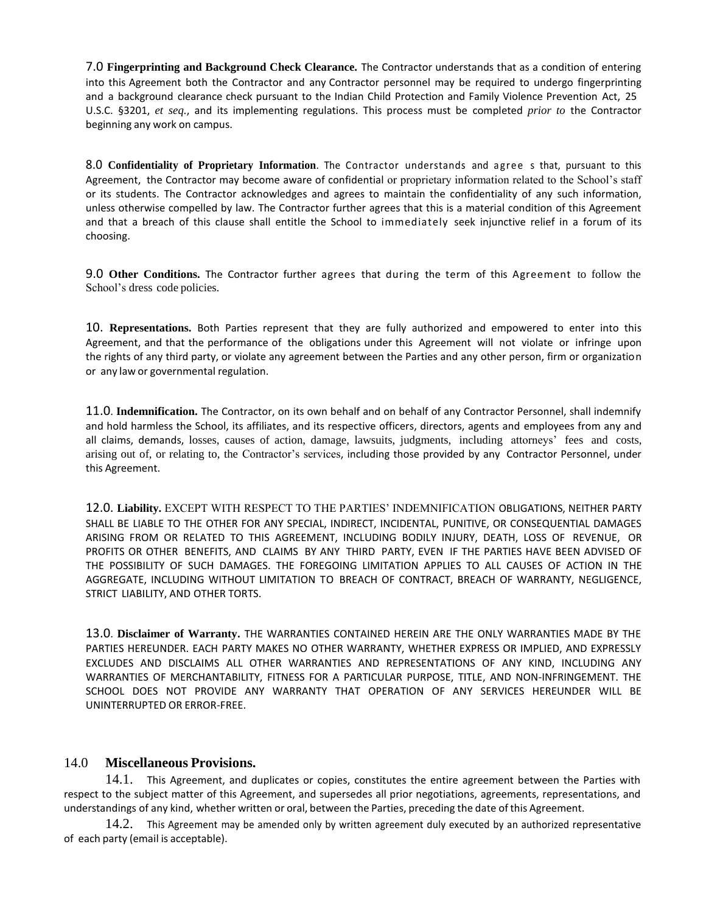7.0 **Fingerprinting and Background Check Clearance.** The Contractor understands that as a condition of entering into this Agreement both the Contractor and any Contractor personnel may be required to undergo fingerprinting and a background clearance check pursuant to the Indian Child Protection and Family Violence Prevention Act, 25 U.S.C. §3201, *et seq.*, and its implementing regulations. This process must be completed *prior to* the Contractor beginning any work on campus.

8.0 **Confidentiality of Proprietary Information**. The Contractor understands and agrees that, pursuant to this Agreement, the Contractor may become aware of confidential or proprietary information related to the School's staff or its students. The Contractor acknowledges and agrees to maintain the confidentiality of any such information, unless otherwise compelled by law. The Contractor further agrees that this is a material condition of this Agreement and that a breach of this clause shall entitle the School to immediately seek injunctive relief in a forum of its choosing.

9.0 **Other Conditions.** The Contractor further agrees that during the term of this Agreement to follow the School's dress code policies.

10. **Representations.** Both Parties represent that they are fully authorized and empowered to enter into this Agreement, and that the performance of the obligations under this Agreement will not violate or infringe upon the rights of any third party, or violate any agreement between the Parties and any other person, firm or organization or any law or governmental regulation.

11.0. **Indemnification.** The Contractor, on its own behalf and on behalf of any Contractor Personnel, shall indemnify and hold harmless the School, its affiliates, and its respective officers, directors, agents and employees from any and all claims, demands, losses, causes of action, damage, lawsuits, judgments, including attorneys' fees and costs, arising out of, or relating to, the Contractor's services, including those provided by any Contractor Personnel, under this Agreement.

12.0. **Liability.** EXCEPT WITH RESPECT TO THE PARTIES' INDEMNIFICATION OBLIGATIONS, NEITHER PARTY SHALL BE LIABLE TO THE OTHER FOR ANY SPECIAL, INDIRECT, INCIDENTAL, PUNITIVE, OR CONSEQUENTIAL DAMAGES ARISING FROM OR RELATED TO THIS AGREEMENT, INCLUDING BODILY INJURY, DEATH, LOSS OF REVENUE, OR PROFITS OR OTHER BENEFITS, AND CLAIMS BY ANY THIRD PARTY, EVEN IF THE PARTIES HAVE BEEN ADVISED OF THE POSSIBILITY OF SUCH DAMAGES. THE FOREGOING LIMITATION APPLIES TO ALL CAUSES OF ACTION IN THE AGGREGATE, INCLUDING WITHOUT LIMITATION TO BREACH OF CONTRACT, BREACH OF WARRANTY, NEGLIGENCE, STRICT LIABILITY, AND OTHER TORTS.

13.0. **Disclaimer of Warranty.** THE WARRANTIES CONTAINED HEREIN ARE THE ONLY WARRANTIES MADE BY THE PARTIES HEREUNDER. EACH PARTY MAKES NO OTHER WARRANTY, WHETHER EXPRESS OR IMPLIED, AND EXPRESSLY EXCLUDES AND DISCLAIMS ALL OTHER WARRANTIES AND REPRESENTATIONS OF ANY KIND, INCLUDING ANY WARRANTIES OF MERCHANTABILITY, FITNESS FOR A PARTICULAR PURPOSE, TITLE, AND NON-INFRINGEMENT. THE SCHOOL DOES NOT PROVIDE ANY WARRANTY THAT OPERATION OF ANY SERVICES HEREUNDER WILL BE UNINTERRUPTED OR ERROR-FREE.

## 14.0 **Miscellaneous Provisions.**

14.1. This Agreement, and duplicates or copies, constitutes the entire agreement between the Parties with respect to the subject matter of this Agreement, and supersedes all prior negotiations, agreements, representations, and understandings of any kind, whether written or oral, between the Parties, preceding the date of this Agreement.

14.2. This Agreement may be amended only by written agreement duly executed by an authorized representative of each party (email is acceptable).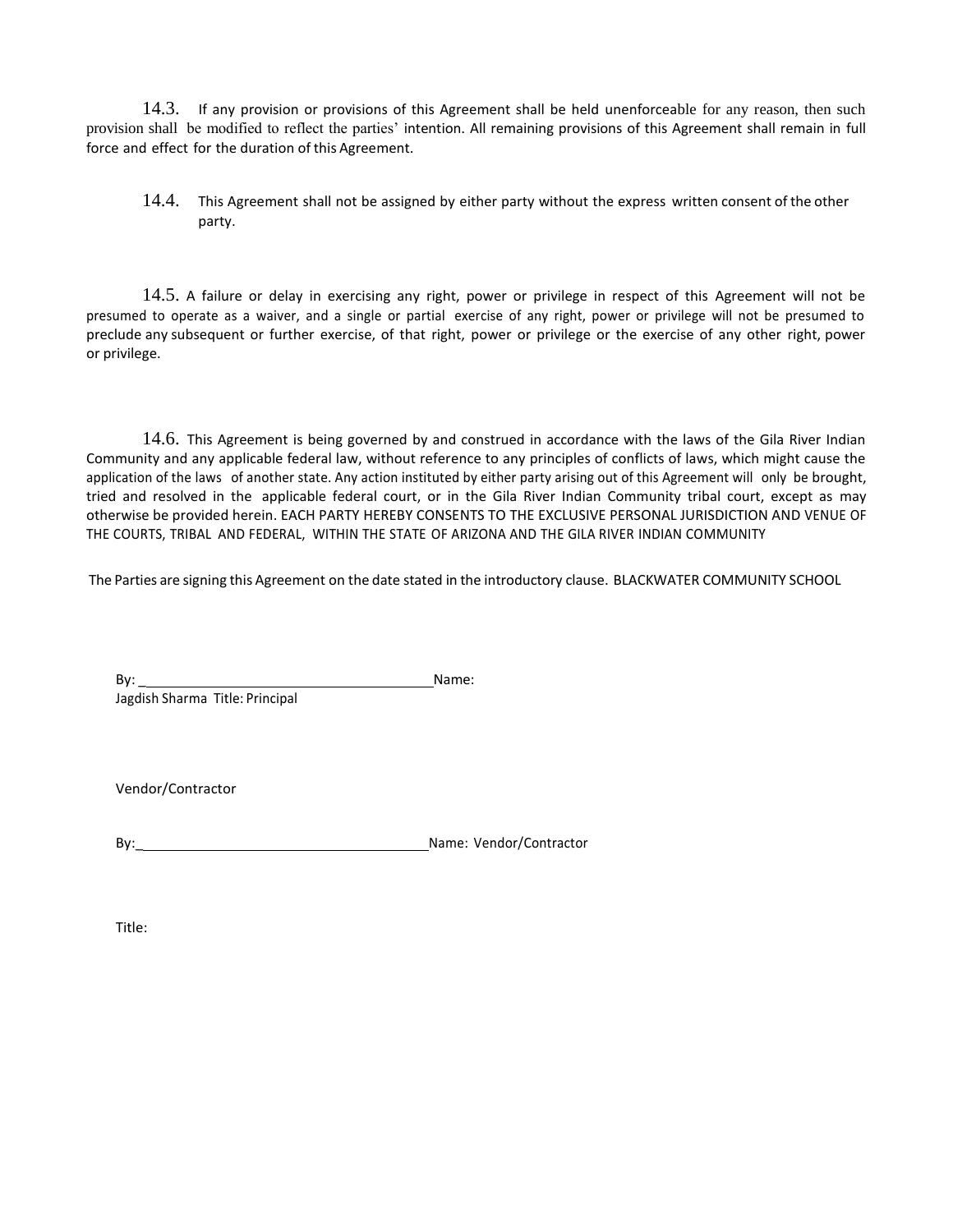14.3. If any provision or provisions of this Agreement shall be held unenforceable for any reason, then such provision shall be modified to reflect the parties' intention. All remaining provisions of this Agreement shall remain in full force and effect for the duration of this Agreement.

14.4. This Agreement shall not be assigned by either party without the express written consent of the other party.

14.5. A failure or delay in exercising any right, power or privilege in respect of this Agreement will not be presumed to operate as a waiver, and a single or partial exercise of any right, power or privilege will not be presumed to preclude any subsequent or further exercise, of that right, power or privilege or the exercise of any other right, power or privilege.

14.6. This Agreement is being governed by and construed in accordance with the laws of the Gila River Indian Community and any applicable federal law, without reference to any principles of conflicts of laws, which might cause the application of the laws of another state. Any action instituted by either party arising out of this Agreement will only be brought, tried and resolved in the applicable federal court, or in the Gila River Indian Community tribal court, except as may otherwise be provided herein. EACH PARTY HEREBY CONSENTS TO THE EXCLUSIVE PERSONAL JURISDICTION AND VENUE OF THE COURTS, TRIBAL AND FEDERAL, WITHIN THE STATE OF ARIZONA AND THE GILA RIVER INDIAN COMMUNITY

The Parties are signing this Agreement on the date stated in the introductory clause. BLACKWATER COMMUNITY SCHOOL

By: _______________________________________ Name:
Jagdish Sharma Title: Principal

Vendor/Contractor

By: _______________________________________ Name: Vendor/Contractor

Title: